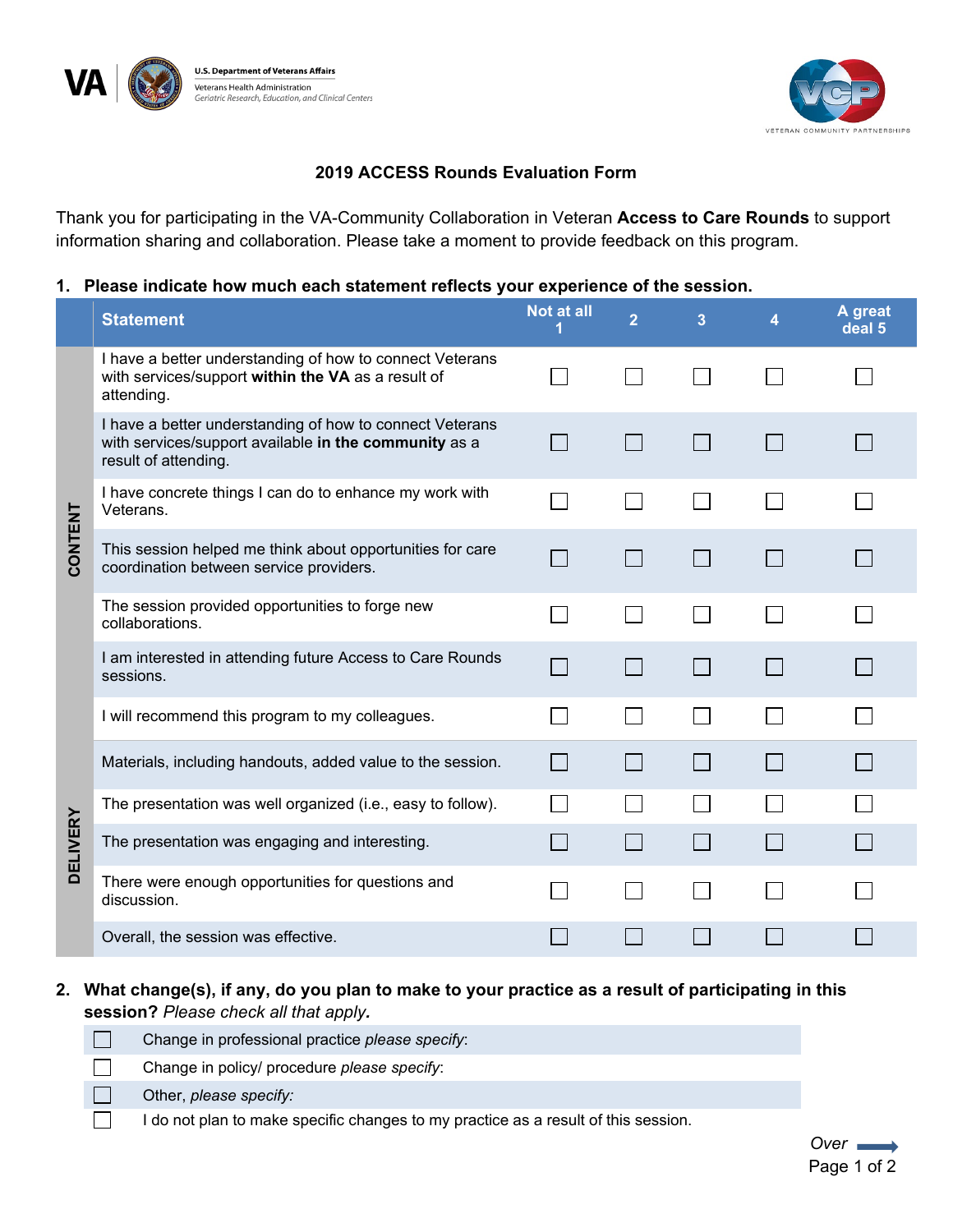U.S. Department of Veterans Affairs
Veterans Health Administration
*Geriatric Research, Education, and Clinical Centers*

VETERAN COMMUNITY PARTNERSHIPS

# 2019 ACCESS Rounds Evaluation Form

Thank you for participating in the VA-Community Collaboration in Veteran **Access to Care Rounds** to support information sharing and collaboration. Please take a moment to provide feedback on this program.

**1. Please indicate how much each statement reflects your experience of the session.**

| | Statement | Not at all 1 | 2 | 3 | 4 | A great deal 5 |
|---|---|---|---|---|---|---|
| CONTENT | I have a better understanding of how to connect Veterans with services/support **within the VA** as a result of attending. | ☐ | ☐ | ☐ | ☐ | ☐ |
| | I have a better understanding of how to connect Veterans with services/support available **in the community** as a result of attending. | ☐ | ☐ | ☐ | ☐ | ☐ |
| | I have concrete things I can do to enhance my work with Veterans. | ☐ | ☐ | ☐ | ☐ | ☐ |
| | This session helped me think about opportunities for care coordination between service providers. | ☐ | ☐ | ☐ | ☐ | ☐ |
| | The session provided opportunities to forge new collaborations. | ☐ | ☐ | ☐ | ☐ | ☐ |
| | I am interested in attending future Access to Care Rounds sessions. | ☐ | ☐ | ☐ | ☐ | ☐ |
| | I will recommend this program to my colleagues. | ☐ | ☐ | ☐ | ☐ | ☐ |
| DELIVERY | Materials, including handouts, added value to the session. | ☐ | ☐ | ☐ | ☐ | ☐ |
| | The presentation was well organized (i.e., easy to follow). | ☐ | ☐ | ☐ | ☐ | ☐ |
| | The presentation was engaging and interesting. | ☐ | ☐ | ☐ | ☐ | ☐ |
| | There were enough opportunities for questions and discussion. | ☐ | ☐ | ☐ | ☐ | ☐ |
| | Overall, the session was effective. | ☐ | ☐ | ☐ | ☐ | ☐ |

**2. What change(s), if any, do you plan to make to your practice as a result of participating in this session?** *Please check all that apply.*

- ☐ Change in professional practice *please specify*:
- ☐ Change in policy/ procedure *please specify*:
- ☐ Other, *please specify:*
- ☐ I do not plan to make specific changes to my practice as a result of this session.

*Over* →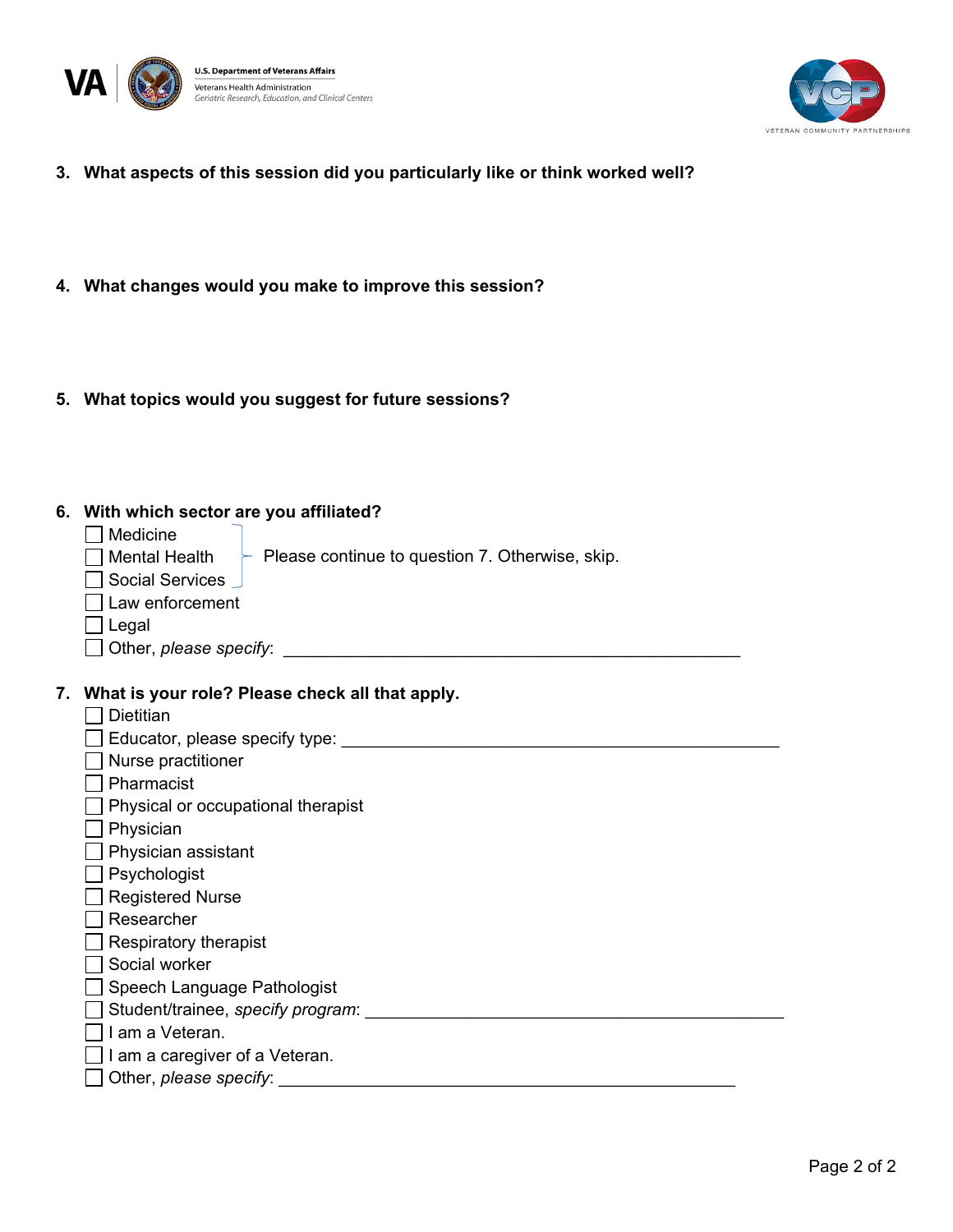U.S. Department of Veterans Affairs
Veterans Health Administration
*Geriatric Research, Education, and Clinical Centers*

**3. What aspects of this session did you particularly like or think worked well?**

**4. What changes would you make to improve this session?**

**5. What topics would you suggest for future sessions?**

**6. With which sector are you affiliated?**

- ☐ Medicine
- ☐ Mental Health
- ☐ Social Services

Please continue to question 7. Otherwise, skip.

- ☐ Law enforcement
- ☐ Legal
- ☐ Other, *please specify*: ______________________________________________

**7. What is your role? Please check all that apply.**

- ☐ Dietitian
- ☐ Educator, please specify type: ______________________________________________
- ☐ Nurse practitioner
- ☐ Pharmacist
- ☐ Physical or occupational therapist
- ☐ Physician
- ☐ Physician assistant
- ☐ Psychologist
- ☐ Registered Nurse
- ☐ Researcher
- ☐ Respiratory therapist
- ☐ Social worker
- ☐ Speech Language Pathologist
- ☐ Student/trainee, *specify program*: ______________________________________________
- ☐ I am a Veteran.
- ☐ I am a caregiver of a Veteran.
- ☐ Other, *please specify*: ______________________________________________